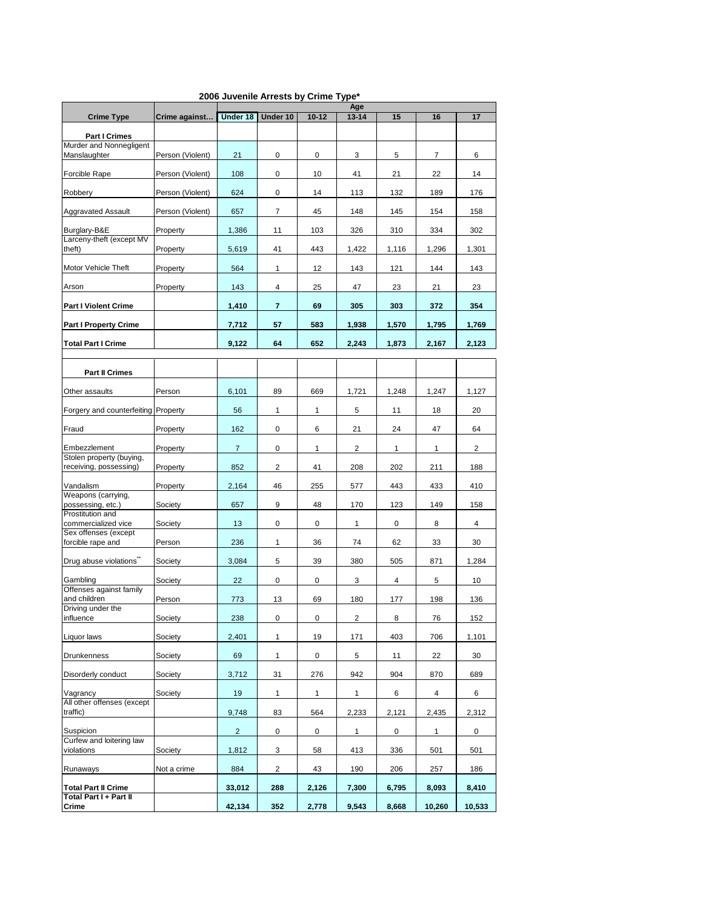# 2006 Juvenile Arrests by Crime Type*

| Crime Type | Crime against… | Age | | | | | | |
|---|---|---|---|---|---|---|---|---|
| | | Under 18 | Under 10 | 10-12 | 13-14 | 15 | 16 | 17 |
| **Part I Crimes** | | | | | | | | |
| Murder and Nonnegligent Manslaughter | Person (Violent) | 21 | 0 | 0 | 3 | 5 | 7 | 6 |
| Forcible Rape | Person (Violent) | 108 | 0 | 10 | 41 | 21 | 22 | 14 |
| Robbery | Person (Violent) | 624 | 0 | 14 | 113 | 132 | 189 | 176 |
| Aggravated Assault | Person (Violent) | 657 | 7 | 45 | 148 | 145 | 154 | 158 |
| Burglary-B&E | Property | 1,386 | 11 | 103 | 326 | 310 | 334 | 302 |
| Larceny-theft (except MV theft) | Property | 5,619 | 41 | 443 | 1,422 | 1,116 | 1,296 | 1,301 |
| Motor Vehicle Theft | Property | 564 | 1 | 12 | 143 | 121 | 144 | 143 |
| Arson | Property | 143 | 4 | 25 | 47 | 23 | 21 | 23 |
| **Part I Violent Crime** | | **1,410** | **7** | **69** | **305** | **303** | **372** | **354** |
| **Part I Property Crime** | | **7,712** | **57** | **583** | **1,938** | **1,570** | **1,795** | **1,769** |
| **Total Part I Crime** | | **9,122** | **64** | **652** | **2,243** | **1,873** | **2,167** | **2,123** |
| **Part II Crimes** | | | | | | | | |
| Other assaults | Person | 6,101 | 89 | 669 | 1,721 | 1,248 | 1,247 | 1,127 |
| Forgery and counterfeiting | Property | 56 | 1 | 1 | 5 | 11 | 18 | 20 |
| Fraud | Property | 162 | 0 | 6 | 21 | 24 | 47 | 64 |
| Embezzlement | Property | 7 | 0 | 1 | 2 | 1 | 1 | 2 |
| Stolen property (buying, receiving, possessing) | Property | 852 | 2 | 41 | 208 | 202 | 211 | 188 |
| Vandalism | Property | 2,164 | 46 | 255 | 577 | 443 | 433 | 410 |
| Weapons (carrying, possessing, etc.) | Society | 657 | 9 | 48 | 170 | 123 | 149 | 158 |
| Prostitution and commercialized vice | Society | 13 | 0 | 0 | 1 | 0 | 8 | 4 |
| Sex offenses (except forcible rape and | Person | 236 | 1 | 36 | 74 | 62 | 33 | 30 |
| Drug abuse violations** | Society | 3,084 | 5 | 39 | 380 | 505 | 871 | 1,284 |
| Gambling | Society | 22 | 0 | 0 | 3 | 4 | 5 | 10 |
| Offenses against family and children | Person | 773 | 13 | 69 | 180 | 177 | 198 | 136 |
| Driving under the influence | Society | 238 | 0 | 0 | 2 | 8 | 76 | 152 |
| Liquor laws | Society | 2,401 | 1 | 19 | 171 | 403 | 706 | 1,101 |
| Drunkenness | Society | 69 | 1 | 0 | 5 | 11 | 22 | 30 |
| Disorderly conduct | Society | 3,712 | 31 | 276 | 942 | 904 | 870 | 689 |
| Vagrancy | Society | 19 | 1 | 1 | 1 | 6 | 4 | 6 |
| All other offenses (except traffic) | | 9,748 | 83 | 564 | 2,233 | 2,121 | 2,435 | 2,312 |
| Suspicion | | 2 | 0 | 0 | 1 | 0 | 1 | 0 |
| Curfew and loitering law violations | Society | 1,812 | 3 | 58 | 413 | 336 | 501 | 501 |
| Runaways | Not a crime | 884 | 2 | 43 | 190 | 206 | 257 | 186 |
| **Total Part II Crime** | | **33,012** | **288** | **2,126** | **7,300** | **6,795** | **8,093** | **8,410** |
| **Total Part I + Part II Crime** | | **42,134** | **352** | **2,778** | **9,543** | **8,668** | **10,260** | **10,533** |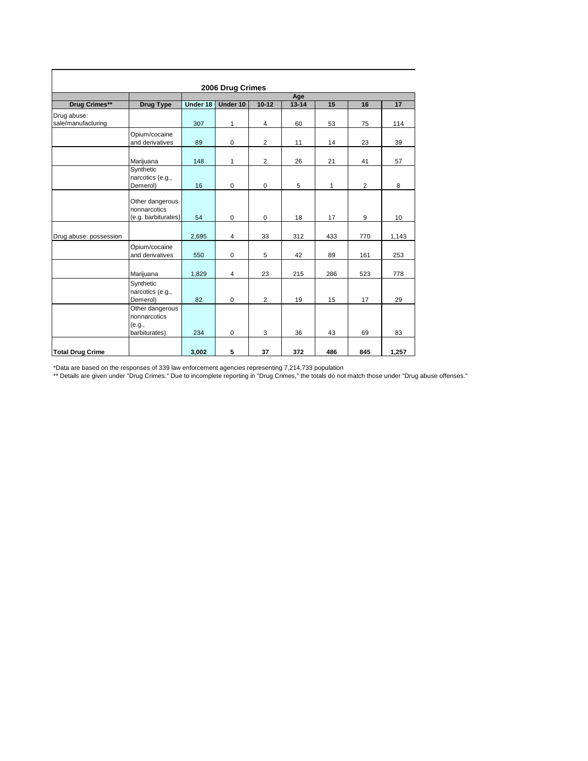## 2006 Drug Crimes

| | | Age | | | | | | |
|---|---|---|---|---|---|---|---|---|
| **Drug Crimes\*\*** | **Drug Type** | **Under 18** | **Under 10** | **10-12** | **13-14** | **15** | **16** | **17** |
| Drug abuse: sale/manufacturing | | 307 | 1 | 4 | 60 | 53 | 75 | 114 |
| | Opium/cocaine and derivatives | 89 | 0 | 2 | 11 | 14 | 23 | 39 |
| | Marijuana | 148 | 1 | 2 | 26 | 21 | 41 | 57 |
| | Synthetic narcotics (e.g., Demerol) | 16 | 0 | 0 | 5 | 1 | 2 | 8 |
| | Other dangerous nonnarcotics (e.g. barbiturates) | 54 | 0 | 0 | 18 | 17 | 9 | 10 |
| Drug abuse: possession | | 2,695 | 4 | 33 | 312 | 433 | 770 | 1,143 |
| | Opium/cocaine and derivatives | 550 | 0 | 5 | 42 | 89 | 161 | 253 |
| | Marijuana | 1,829 | 4 | 23 | 215 | 286 | 523 | 778 |
| | Synthetic narcotics (e.g., Demerol) | 82 | 0 | 2 | 19 | 15 | 17 | 29 |
| | Other dangerous nonnarcotics (e.g., barbiturates) | 234 | 0 | 3 | 36 | 43 | 69 | 83 |
| **Total Drug Crime** | | **3,002** | **5** | **37** | **372** | **486** | **845** | **1,257** |

*Data are based on the responses of 339 law enforcement agencies representing 7,214,733 population

** Details are given under "Drug Crimes." Due to incomplete reporting in "Drug Crimes," the totals do not match those under "Drug abuse offenses."